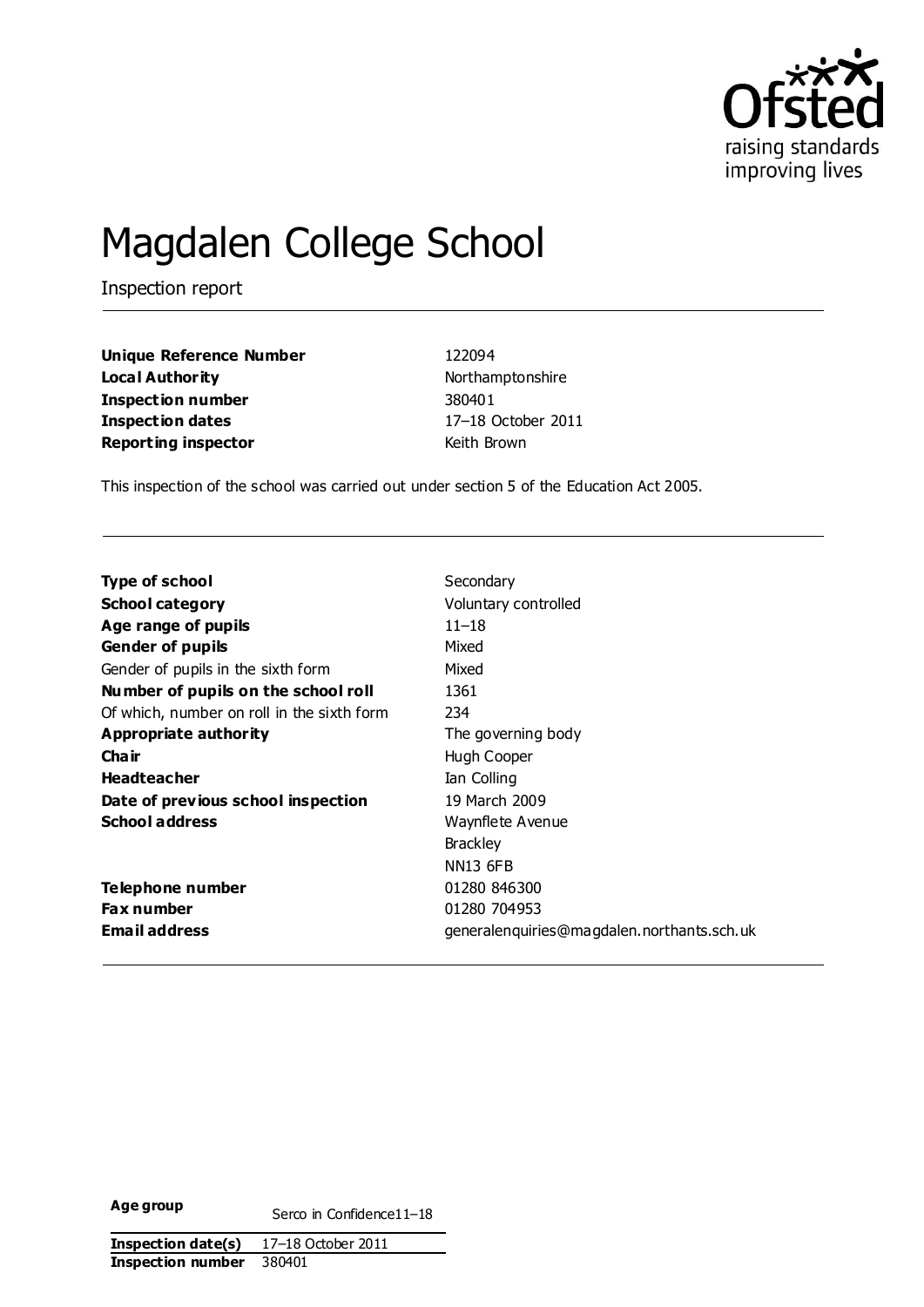# Magdalen College School

Inspection report

| | |
|---|---|
| **Unique Reference Number** | 122094 |
| **Local Authority** | Northamptonshire |
| **Inspection number** | 380401 |
| **Inspection dates** | 17–18 October 2011 |
| **Reporting inspector** | Keith Brown |

This inspection of the school was carried out under section 5 of the Education Act 2005.

| | |
|---|---|
| **Type of school** | Secondary |
| **School category** | Voluntary controlled |
| **Age range of pupils** | 11–18 |
| **Gender of pupils** | Mixed |
| Gender of pupils in the sixth form | Mixed |
| **Number of pupils on the school roll** | 1361 |
| Of which, number on roll in the sixth form | 234 |
| **Appropriate authority** | The governing body |
| **Chair** | Hugh Cooper |
| **Headteacher** | Ian Colling |
| **Date of previous school inspection** | 19 March 2009 |
| **School address** | Waynflete Avenue<br>Brackley<br>NN13 6FB |
| **Telephone number** | 01280 846300 |
| **Fax number** | 01280 704953 |
| **Email address** | generalenquiries@magdalen.northants.sch.uk |

| | |
|---|---|
| **Age group** | 11–18 |
| **Inspection date(s)** | 17–18 October 2011 |
| **Inspection number** | 380401 |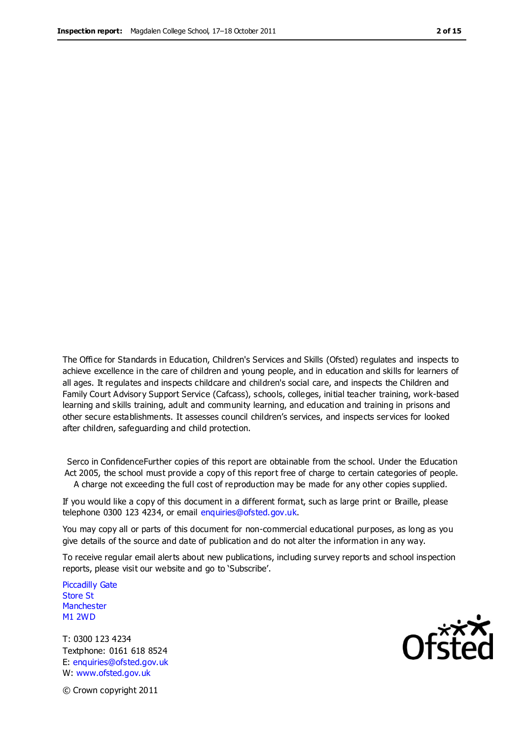The Office for Standards in Education, Children's Services and Skills (Ofsted) regulates and inspects to achieve excellence in the care of children and young people, and in education and skills for learners of all ages. It regulates and inspects childcare and children's social care, and inspects the Children and Family Court Advisory Support Service (Cafcass), schools, colleges, initial teacher training, work-based learning and skills training, adult and community learning, and education and training in prisons and other secure establishments. It assesses council children's services, and inspects services for looked after children, safeguarding and child protection.

Serco in ConfidenceFurther copies of this report are obtainable from the school. Under the Education Act 2005, the school must provide a copy of this report free of charge to certain categories of people. A charge not exceeding the full cost of reproduction may be made for any other copies supplied.

If you would like a copy of this document in a different format, such as large print or Braille, please telephone 0300 123 4234, or email enquiries@ofsted.gov.uk.

You may copy all or parts of this document for non-commercial educational purposes, as long as you give details of the source and date of publication and do not alter the information in any way.

To receive regular email alerts about new publications, including survey reports and school inspection reports, please visit our website and go to 'Subscribe'.

Piccadilly Gate
Store St
Manchester
M1 2WD

T: 0300 123 4234
Textphone: 0161 618 8524
E: enquiries@ofsted.gov.uk
W: www.ofsted.gov.uk

© Crown copyright 2011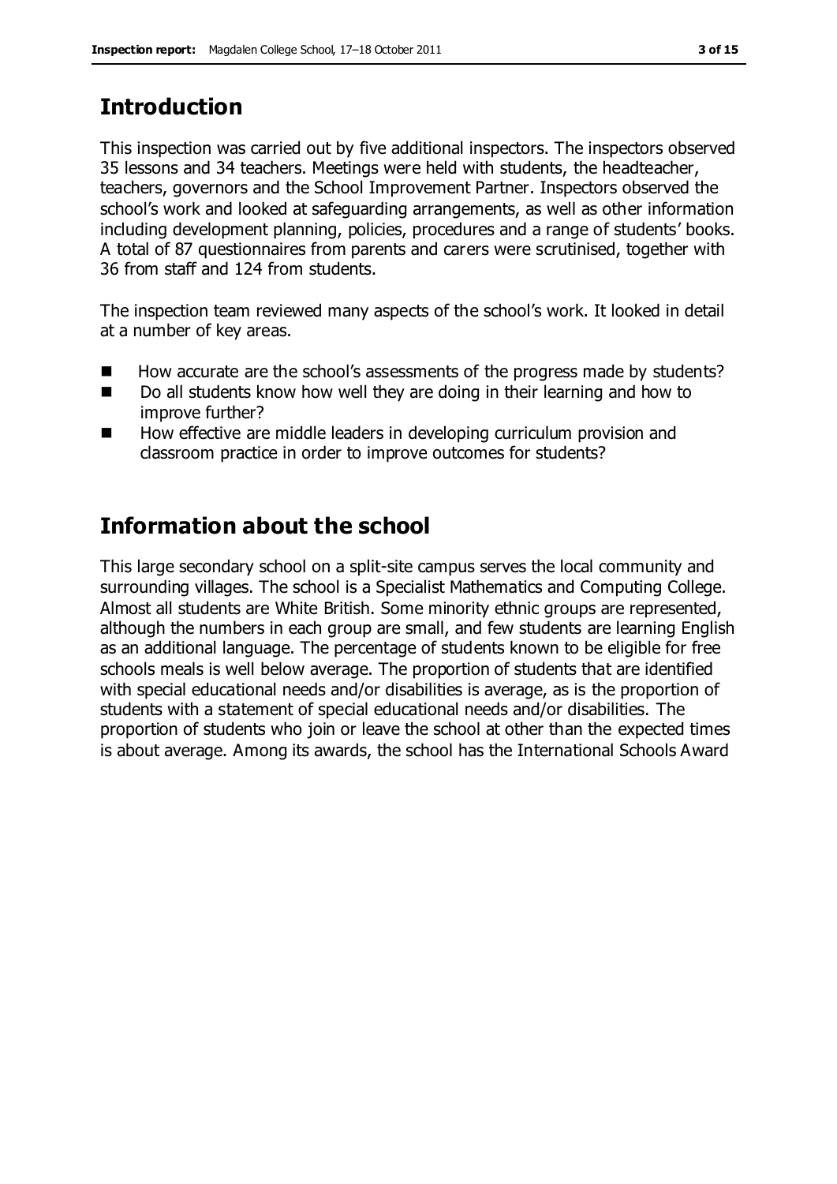## Introduction

This inspection was carried out by five additional inspectors. The inspectors observed 35 lessons and 34 teachers. Meetings were held with students, the headteacher, teachers, governors and the School Improvement Partner. Inspectors observed the school's work and looked at safeguarding arrangements, as well as other information including development planning, policies, procedures and a range of students' books. A total of 87 questionnaires from parents and carers were scrutinised, together with 36 from staff and 124 from students.

The inspection team reviewed many aspects of the school's work. It looked in detail at a number of key areas.

- How accurate are the school's assessments of the progress made by students?
- Do all students know how well they are doing in their learning and how to improve further?
- How effective are middle leaders in developing curriculum provision and classroom practice in order to improve outcomes for students?

## Information about the school

This large secondary school on a split-site campus serves the local community and surrounding villages. The school is a Specialist Mathematics and Computing College. Almost all students are White British. Some minority ethnic groups are represented, although the numbers in each group are small, and few students are learning English as an additional language. The percentage of students known to be eligible for free schools meals is well below average. The proportion of students that are identified with special educational needs and/or disabilities is average, as is the proportion of students with a statement of special educational needs and/or disabilities. The proportion of students who join or leave the school at other than the expected times is about average. Among its awards, the school has the International Schools Award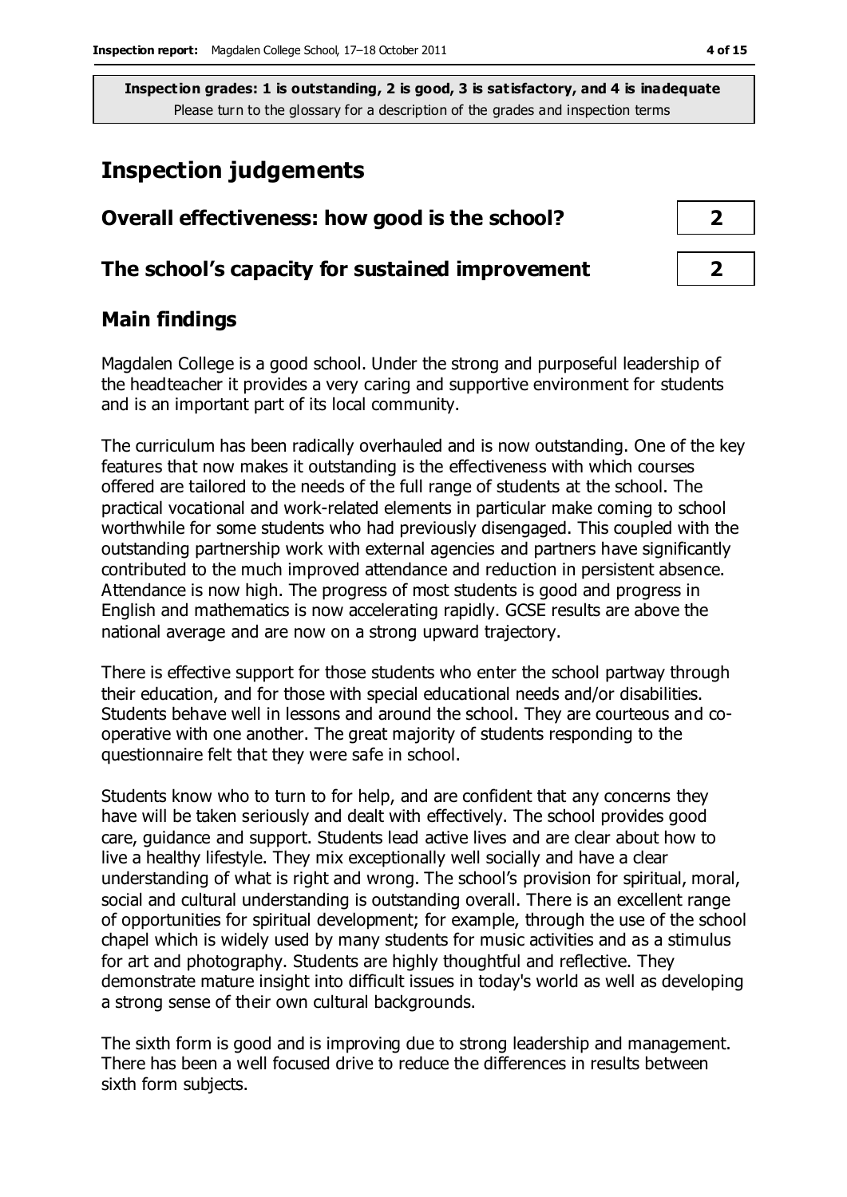**Inspection grades: 1 is outstanding, 2 is good, 3 is satisfactory, and 4 is inadequate**
Please turn to the glossary for a description of the grades and inspection terms

# Inspection judgements

| | |
|---|---|
| **Overall effectiveness: how good is the school?** | **2** |
| **The school's capacity for sustained improvement** | **2** |

## Main findings

Magdalen College is a good school. Under the strong and purposeful leadership of the headteacher it provides a very caring and supportive environment for students and is an important part of its local community.

The curriculum has been radically overhauled and is now outstanding. One of the key features that now makes it outstanding is the effectiveness with which courses offered are tailored to the needs of the full range of students at the school. The practical vocational and work-related elements in particular make coming to school worthwhile for some students who had previously disengaged. This coupled with the outstanding partnership work with external agencies and partners have significantly contributed to the much improved attendance and reduction in persistent absence. Attendance is now high. The progress of most students is good and progress in English and mathematics is now accelerating rapidly. GCSE results are above the national average and are now on a strong upward trajectory.

There is effective support for those students who enter the school partway through their education, and for those with special educational needs and/or disabilities. Students behave well in lessons and around the school. They are courteous and co-operative with one another. The great majority of students responding to the questionnaire felt that they were safe in school.

Students know who to turn to for help, and are confident that any concerns they have will be taken seriously and dealt with effectively. The school provides good care, guidance and support. Students lead active lives and are clear about how to live a healthy lifestyle. They mix exceptionally well socially and have a clear understanding of what is right and wrong. The school's provision for spiritual, moral, social and cultural understanding is outstanding overall. There is an excellent range of opportunities for spiritual development; for example, through the use of the school chapel which is widely used by many students for music activities and as a stimulus for art and photography. Students are highly thoughtful and reflective. They demonstrate mature insight into difficult issues in today's world as well as developing a strong sense of their own cultural backgrounds.

The sixth form is good and is improving due to strong leadership and management. There has been a well focused drive to reduce the differences in results between sixth form subjects.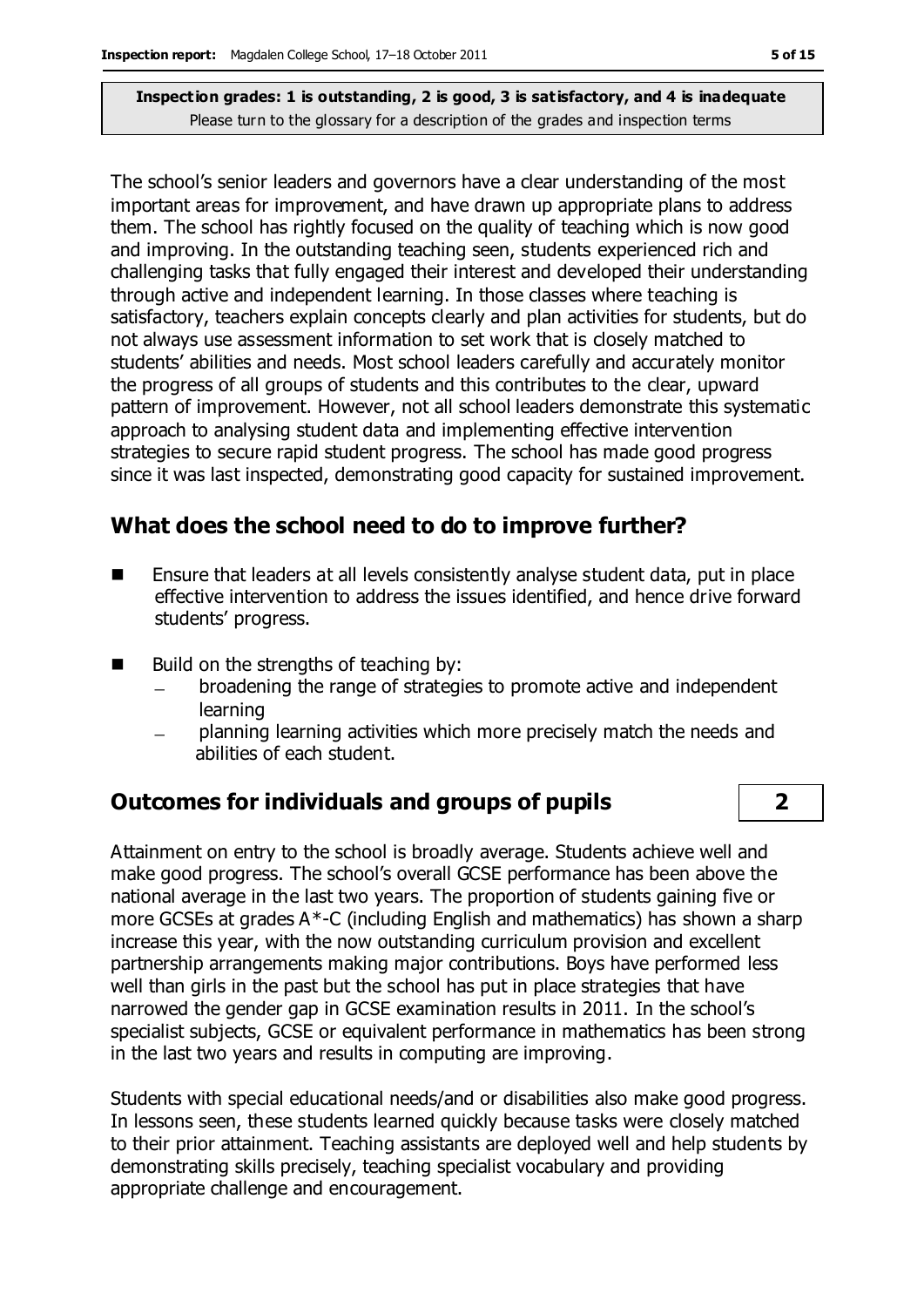**Inspection grades: 1 is outstanding, 2 is good, 3 is satisfactory, and 4 is inadequate**
Please turn to the glossary for a description of the grades and inspection terms

The school's senior leaders and governors have a clear understanding of the most important areas for improvement, and have drawn up appropriate plans to address them. The school has rightly focused on the quality of teaching which is now good and improving. In the outstanding teaching seen, students experienced rich and challenging tasks that fully engaged their interest and developed their understanding through active and independent learning. In those classes where teaching is satisfactory, teachers explain concepts clearly and plan activities for students, but do not always use assessment information to set work that is closely matched to students' abilities and needs. Most school leaders carefully and accurately monitor the progress of all groups of students and this contributes to the clear, upward pattern of improvement. However, not all school leaders demonstrate this systematic approach to analysing student data and implementing effective intervention strategies to secure rapid student progress. The school has made good progress since it was last inspected, demonstrating good capacity for sustained improvement.

## What does the school need to do to improve further?

- Ensure that leaders at all levels consistently analyse student data, put in place effective intervention to address the issues identified, and hence drive forward students' progress.
- Build on the strengths of teaching by:
  - broadening the range of strategies to promote active and independent learning
  - planning learning activities which more precisely match the needs and abilities of each student.

## Outcomes for individuals and groups of pupils | 2

Attainment on entry to the school is broadly average. Students achieve well and make good progress. The school's overall GCSE performance has been above the national average in the last two years. The proportion of students gaining five or more GCSEs at grades A*-C (including English and mathematics) has shown a sharp increase this year, with the now outstanding curriculum provision and excellent partnership arrangements making major contributions. Boys have performed less well than girls in the past but the school has put in place strategies that have narrowed the gender gap in GCSE examination results in 2011. In the school's specialist subjects, GCSE or equivalent performance in mathematics has been strong in the last two years and results in computing are improving.

Students with special educational needs/and or disabilities also make good progress. In lessons seen, these students learned quickly because tasks were closely matched to their prior attainment. Teaching assistants are deployed well and help students by demonstrating skills precisely, teaching specialist vocabulary and providing appropriate challenge and encouragement.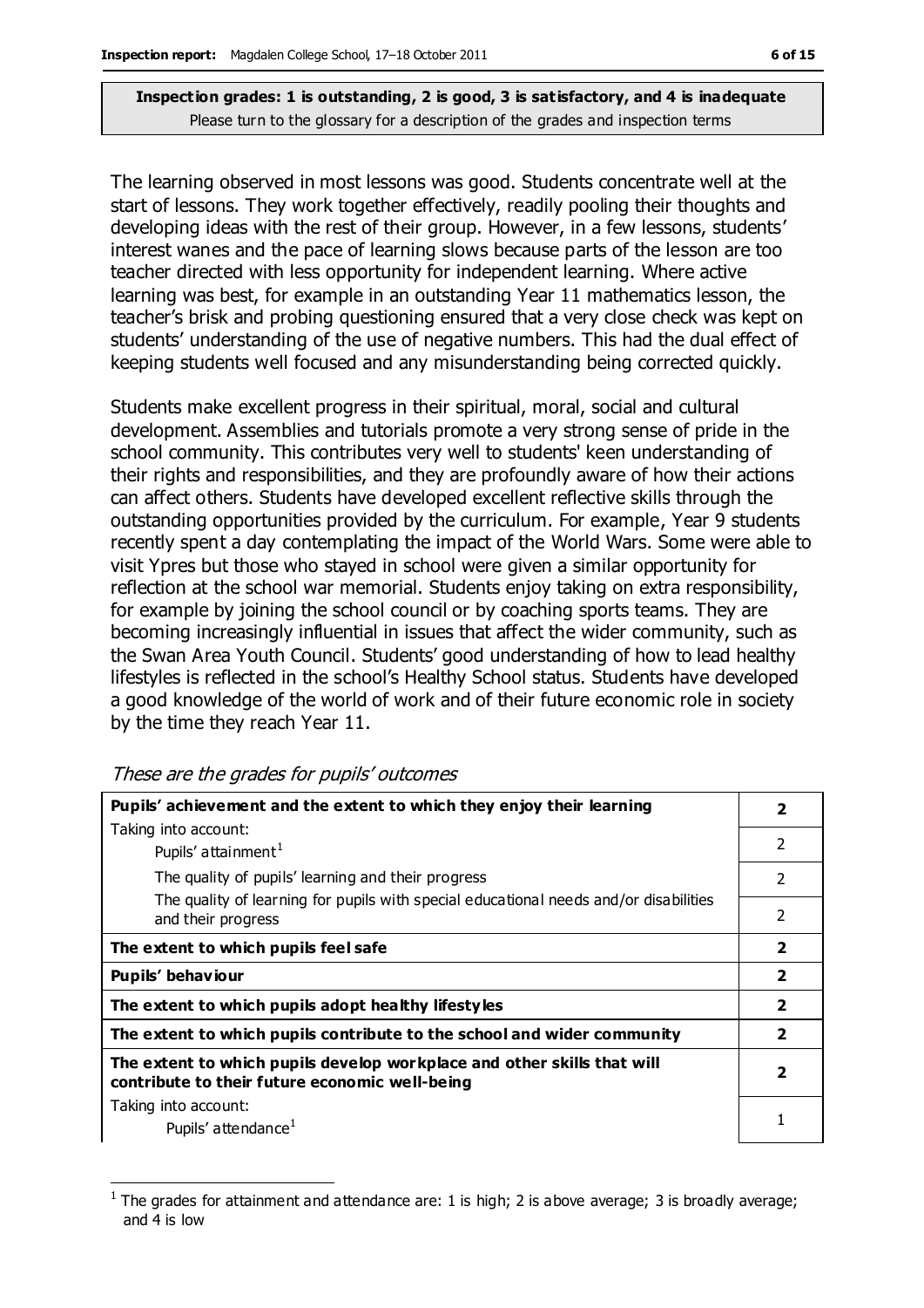**Inspection grades: 1 is outstanding, 2 is good, 3 is satisfactory, and 4 is inadequate**
Please turn to the glossary for a description of the grades and inspection terms

The learning observed in most lessons was good. Students concentrate well at the start of lessons. They work together effectively, readily pooling their thoughts and developing ideas with the rest of their group. However, in a few lessons, students' interest wanes and the pace of learning slows because parts of the lesson are too teacher directed with less opportunity for independent learning. Where active learning was best, for example in an outstanding Year 11 mathematics lesson, the teacher's brisk and probing questioning ensured that a very close check was kept on students' understanding of the use of negative numbers. This had the dual effect of keeping students well focused and any misunderstanding being corrected quickly.

Students make excellent progress in their spiritual, moral, social and cultural development. Assemblies and tutorials promote a very strong sense of pride in the school community. This contributes very well to students' keen understanding of their rights and responsibilities, and they are profoundly aware of how their actions can affect others. Students have developed excellent reflective skills through the outstanding opportunities provided by the curriculum. For example, Year 9 students recently spent a day contemplating the impact of the World Wars. Some were able to visit Ypres but those who stayed in school were given a similar opportunity for reflection at the school war memorial. Students enjoy taking on extra responsibility, for example by joining the school council or by coaching sports teams. They are becoming increasingly influential in issues that affect the wider community, such as the Swan Area Youth Council. Students' good understanding of how to lead healthy lifestyles is reflected in the school's Healthy School status. Students have developed a good knowledge of the world of work and of their future economic role in society by the time they reach Year 11.

*These are the grades for pupils' outcomes*

| | |
|---|---|
| **Pupils' achievement and the extent to which they enjoy their learning** | **2** |
| Taking into account: Pupils' attainment[1] | 2 |
| The quality of pupils' learning and their progress | 2 |
| The quality of learning for pupils with special educational needs and/or disabilities and their progress | 2 |
| **The extent to which pupils feel safe** | **2** |
| **Pupils' behaviour** | **2** |
| **The extent to which pupils adopt healthy lifestyles** | **2** |
| **The extent to which pupils contribute to the school and wider community** | **2** |
| **The extent to which pupils develop workplace and other skills that will contribute to their future economic well-being** | **2** |
| Taking into account: Pupils' attendance[1] | 1 |

[1] The grades for attainment and attendance are: 1 is high; 2 is above average; 3 is broadly average; and 4 is low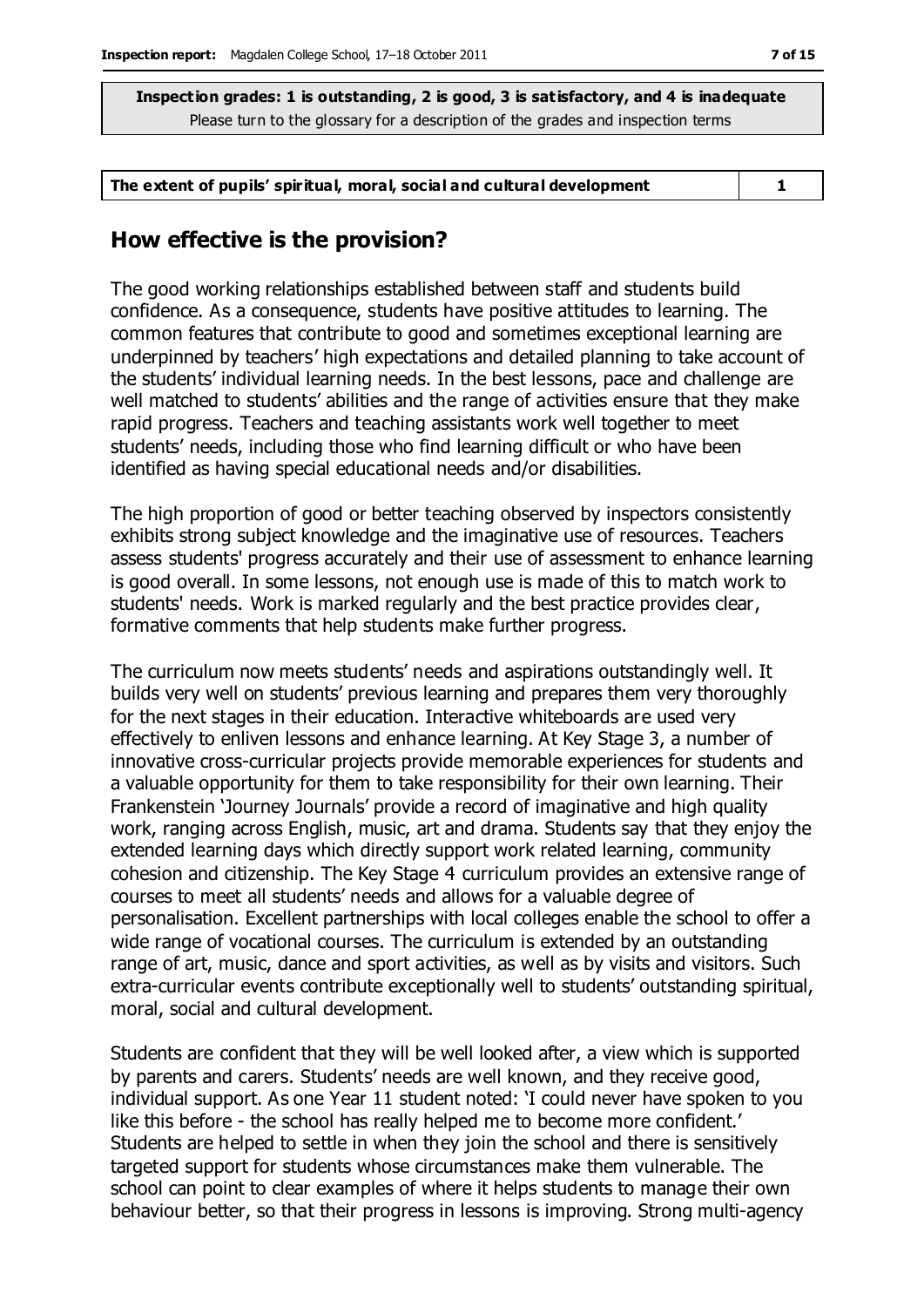**Inspection grades: 1 is outstanding, 2 is good, 3 is satisfactory, and 4 is inadequate**
Please turn to the glossary for a description of the grades and inspection terms

| The extent of pupils' spiritual, moral, social and cultural development | 1 |
|---|---|

## How effective is the provision?

The good working relationships established between staff and students build confidence. As a consequence, students have positive attitudes to learning. The common features that contribute to good and sometimes exceptional learning are underpinned by teachers' high expectations and detailed planning to take account of the students' individual learning needs. In the best lessons, pace and challenge are well matched to students' abilities and the range of activities ensure that they make rapid progress. Teachers and teaching assistants work well together to meet students' needs, including those who find learning difficult or who have been identified as having special educational needs and/or disabilities.

The high proportion of good or better teaching observed by inspectors consistently exhibits strong subject knowledge and the imaginative use of resources. Teachers assess students' progress accurately and their use of assessment to enhance learning is good overall. In some lessons, not enough use is made of this to match work to students' needs. Work is marked regularly and the best practice provides clear, formative comments that help students make further progress.

The curriculum now meets students' needs and aspirations outstandingly well. It builds very well on students' previous learning and prepares them very thoroughly for the next stages in their education. Interactive whiteboards are used very effectively to enliven lessons and enhance learning. At Key Stage 3, a number of innovative cross-curricular projects provide memorable experiences for students and a valuable opportunity for them to take responsibility for their own learning. Their Frankenstein 'Journey Journals' provide a record of imaginative and high quality work, ranging across English, music, art and drama. Students say that they enjoy the extended learning days which directly support work related learning, community cohesion and citizenship. The Key Stage 4 curriculum provides an extensive range of courses to meet all students' needs and allows for a valuable degree of personalisation. Excellent partnerships with local colleges enable the school to offer a wide range of vocational courses. The curriculum is extended by an outstanding range of art, music, dance and sport activities, as well as by visits and visitors. Such extra-curricular events contribute exceptionally well to students' outstanding spiritual, moral, social and cultural development.

Students are confident that they will be well looked after, a view which is supported by parents and carers. Students' needs are well known, and they receive good, individual support. As one Year 11 student noted: 'I could never have spoken to you like this before - the school has really helped me to become more confident.' Students are helped to settle in when they join the school and there is sensitively targeted support for students whose circumstances make them vulnerable. The school can point to clear examples of where it helps students to manage their own behaviour better, so that their progress in lessons is improving. Strong multi-agency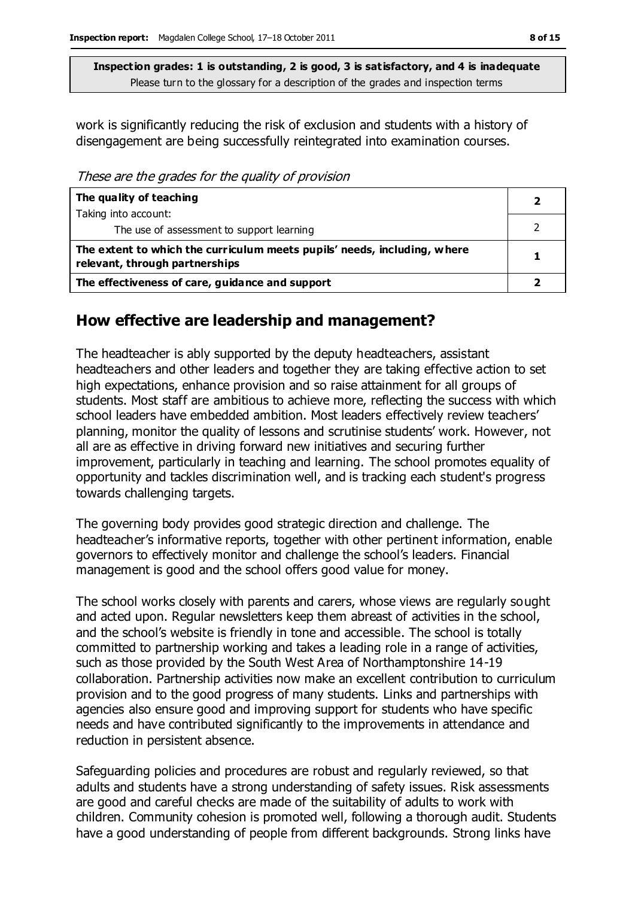**Inspection grades: 1 is outstanding, 2 is good, 3 is satisfactory, and 4 is inadequate**
Please turn to the glossary for a description of the grades and inspection terms

work is significantly reducing the risk of exclusion and students with a history of disengagement are being successfully reintegrated into examination courses.

*These are the grades for the quality of provision*

| | |
|---|---|
| **The quality of teaching**<br>Taking into account: | **2** |
| The use of assessment to support learning | 2 |
| **The extent to which the curriculum meets pupils' needs, including, where relevant, through partnerships** | **1** |
| **The effectiveness of care, guidance and support** | **2** |

## How effective are leadership and management?

The headteacher is ably supported by the deputy headteachers, assistant headteachers and other leaders and together they are taking effective action to set high expectations, enhance provision and so raise attainment for all groups of students. Most staff are ambitious to achieve more, reflecting the success with which school leaders have embedded ambition. Most leaders effectively review teachers' planning, monitor the quality of lessons and scrutinise students' work. However, not all are as effective in driving forward new initiatives and securing further improvement, particularly in teaching and learning. The school promotes equality of opportunity and tackles discrimination well, and is tracking each student's progress towards challenging targets.

The governing body provides good strategic direction and challenge. The headteacher's informative reports, together with other pertinent information, enable governors to effectively monitor and challenge the school's leaders. Financial management is good and the school offers good value for money.

The school works closely with parents and carers, whose views are regularly sought and acted upon. Regular newsletters keep them abreast of activities in the school, and the school's website is friendly in tone and accessible. The school is totally committed to partnership working and takes a leading role in a range of activities, such as those provided by the South West Area of Northamptonshire 14-19 collaboration. Partnership activities now make an excellent contribution to curriculum provision and to the good progress of many students. Links and partnerships with agencies also ensure good and improving support for students who have specific needs and have contributed significantly to the improvements in attendance and reduction in persistent absence.

Safeguarding policies and procedures are robust and regularly reviewed, so that adults and students have a strong understanding of safety issues. Risk assessments are good and careful checks are made of the suitability of adults to work with children. Community cohesion is promoted well, following a thorough audit. Students have a good understanding of people from different backgrounds. Strong links have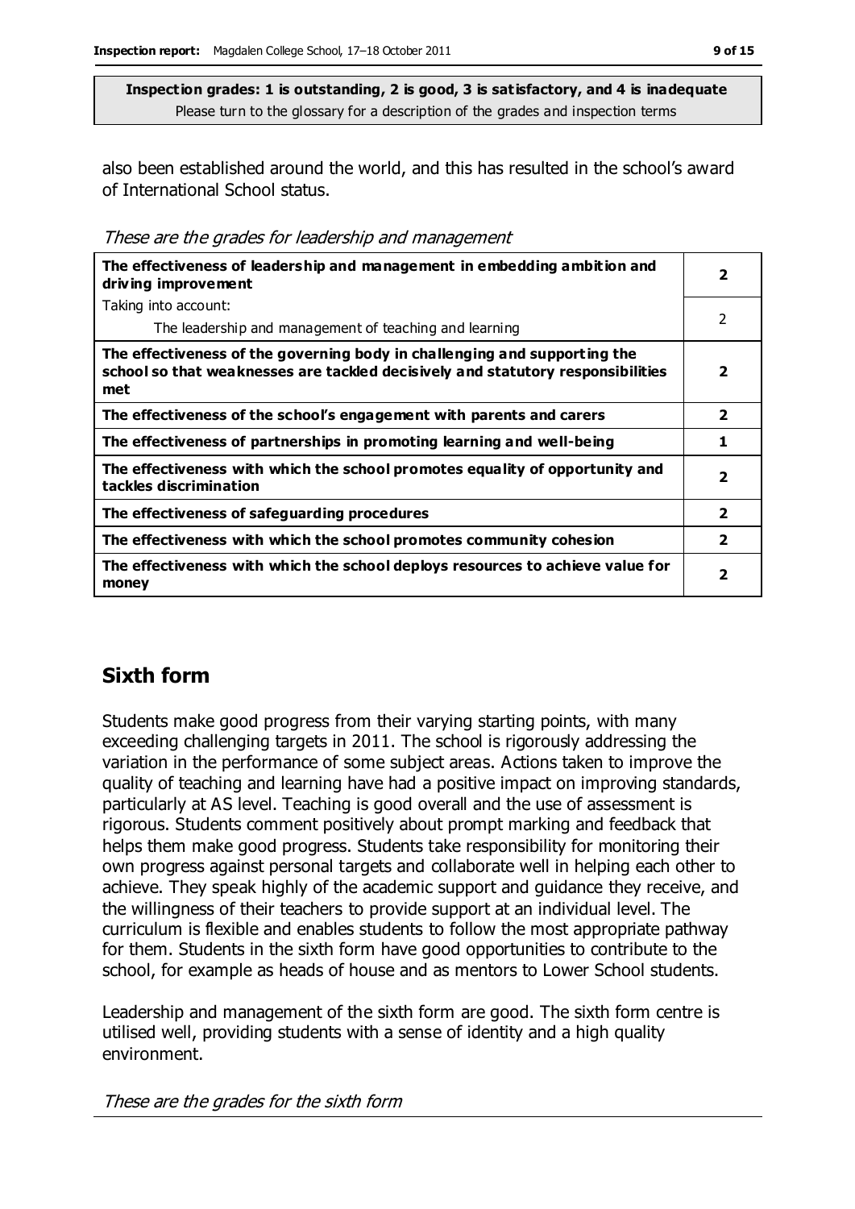**Inspection grades: 1 is outstanding, 2 is good, 3 is satisfactory, and 4 is inadequate**
Please turn to the glossary for a description of the grades and inspection terms

also been established around the world, and this has resulted in the school's award of International School status.

*These are the grades for leadership and management*

| | |
|---|---|
| **The effectiveness of leadership and management in embedding ambition and driving improvement** | **2** |
| Taking into account:<br>The leadership and management of teaching and learning | 2 |
| **The effectiveness of the governing body in challenging and supporting the school so that weaknesses are tackled decisively and statutory responsibilities met** | **2** |
| **The effectiveness of the school's engagement with parents and carers** | **2** |
| **The effectiveness of partnerships in promoting learning and well-being** | **1** |
| **The effectiveness with which the school promotes equality of opportunity and tackles discrimination** | **2** |
| **The effectiveness of safeguarding procedures** | **2** |
| **The effectiveness with which the school promotes community cohesion** | **2** |
| **The effectiveness with which the school deploys resources to achieve value for money** | **2** |

## Sixth form

Students make good progress from their varying starting points, with many exceeding challenging targets in 2011. The school is rigorously addressing the variation in the performance of some subject areas. Actions taken to improve the quality of teaching and learning have had a positive impact on improving standards, particularly at AS level. Teaching is good overall and the use of assessment is rigorous. Students comment positively about prompt marking and feedback that helps them make good progress. Students take responsibility for monitoring their own progress against personal targets and collaborate well in helping each other to achieve. They speak highly of the academic support and guidance they receive, and the willingness of their teachers to provide support at an individual level. The curriculum is flexible and enables students to follow the most appropriate pathway for them. Students in the sixth form have good opportunities to contribute to the school, for example as heads of house and as mentors to Lower School students.

Leadership and management of the sixth form are good. The sixth form centre is utilised well, providing students with a sense of identity and a high quality environment.

*These are the grades for the sixth form*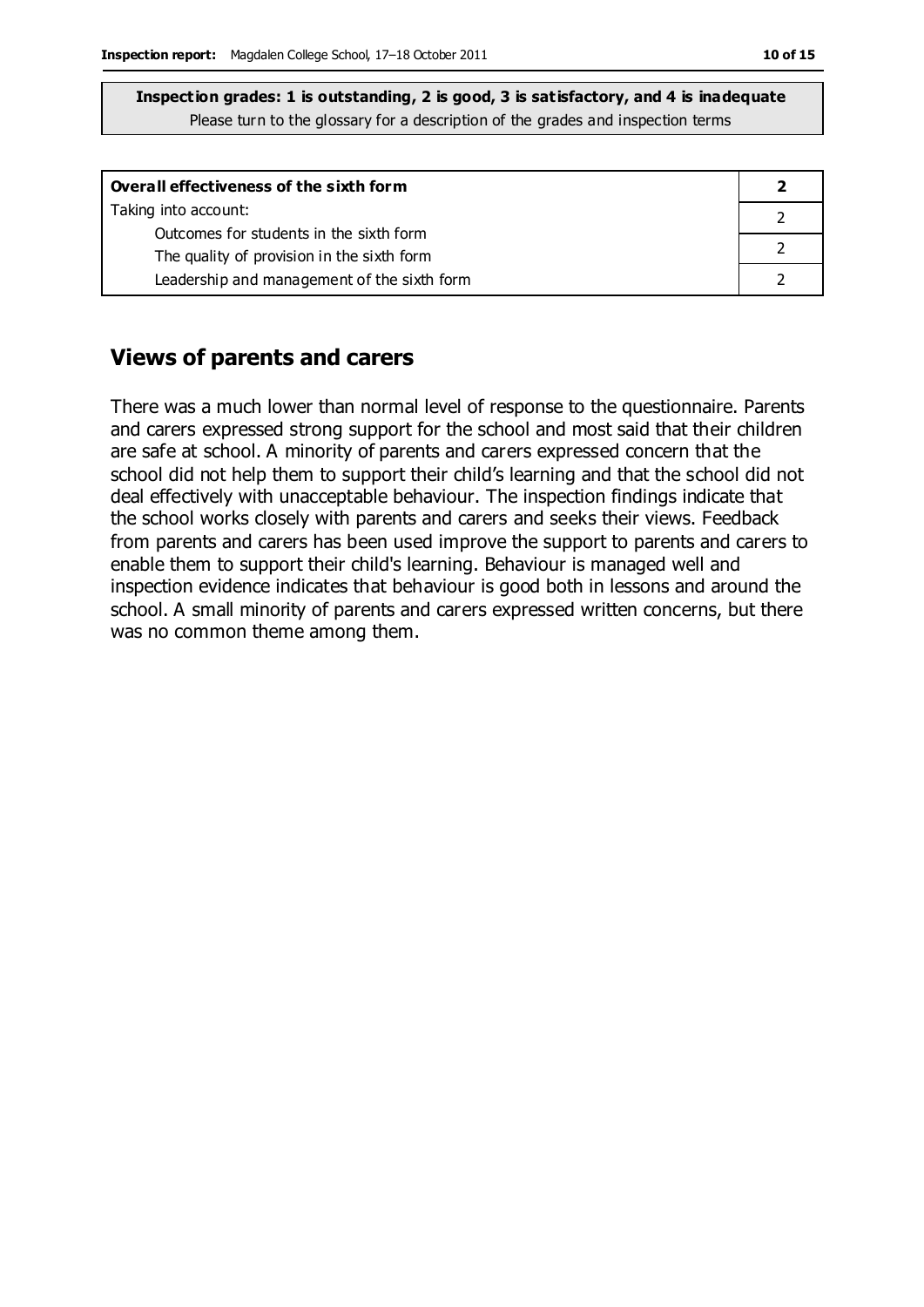**Inspection grades: 1 is outstanding, 2 is good, 3 is satisfactory, and 4 is inadequate**
Please turn to the glossary for a description of the grades and inspection terms

| **Overall effectiveness of the sixth form** | **2** |
|---|---|
| Taking into account: Outcomes for students in the sixth form | 2 |
| The quality of provision in the sixth form | 2 |
| Leadership and management of the sixth form | 2 |

## Views of parents and carers

There was a much lower than normal level of response to the questionnaire. Parents and carers expressed strong support for the school and most said that their children are safe at school. A minority of parents and carers expressed concern that the school did not help them to support their child's learning and that the school did not deal effectively with unacceptable behaviour. The inspection findings indicate that the school works closely with parents and carers and seeks their views. Feedback from parents and carers has been used improve the support to parents and carers to enable them to support their child's learning. Behaviour is managed well and inspection evidence indicates that behaviour is good both in lessons and around the school. A small minority of parents and carers expressed written concerns, but there was no common theme among them.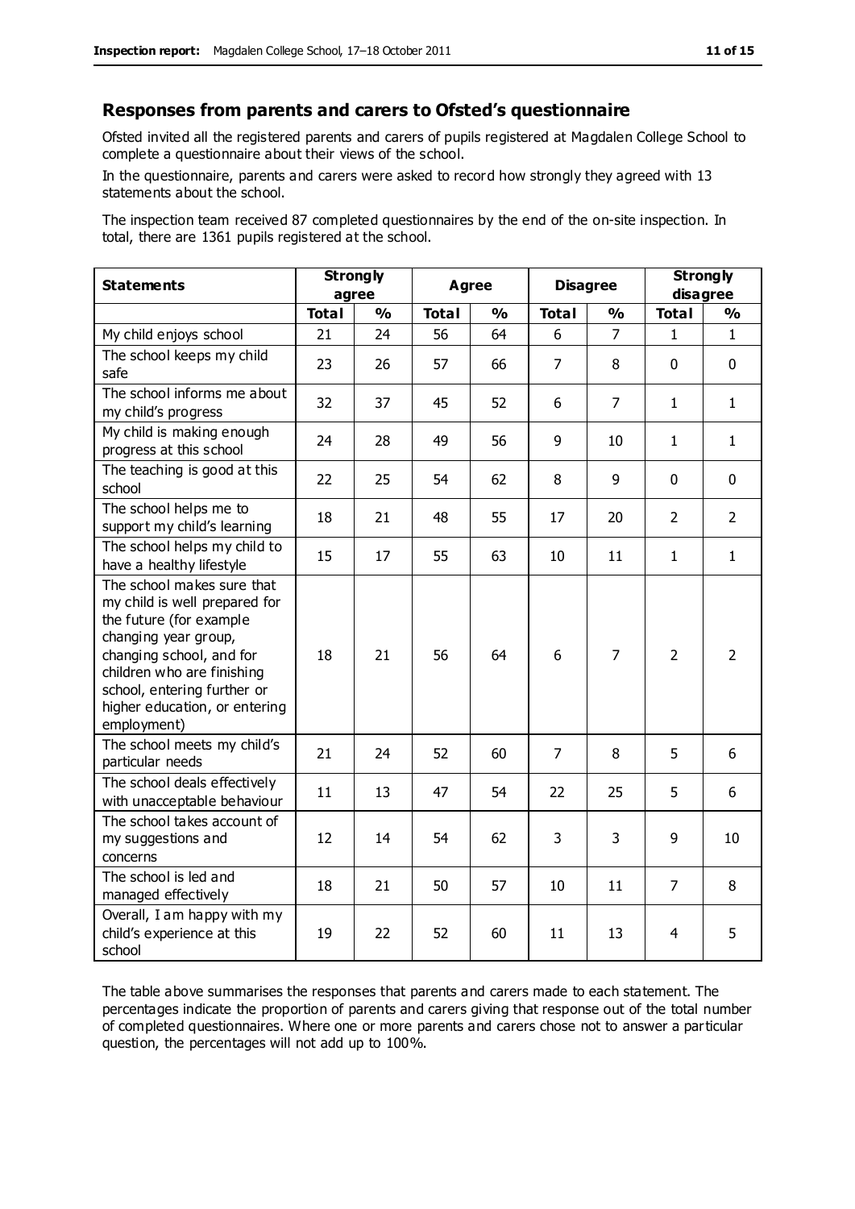## Responses from parents and carers to Ofsted's questionnaire

Ofsted invited all the registered parents and carers of pupils registered at Magdalen College School to complete a questionnaire about their views of the school.

In the questionnaire, parents and carers were asked to record how strongly they agreed with 13 statements about the school.

The inspection team received 87 completed questionnaires by the end of the on-site inspection. In total, there are 1361 pupils registered at the school.

| Statements | Strongly agree | | Agree | | Disagree | | Strongly disagree | |
|---|---|---|---|---|---|---|---|---|
| | **Total** | **%** | **Total** | **%** | **Total** | **%** | **Total** | **%** |
| My child enjoys school | 21 | 24 | 56 | 64 | 6 | 7 | 1 | 1 |
| The school keeps my child safe | 23 | 26 | 57 | 66 | 7 | 8 | 0 | 0 |
| The school informs me about my child's progress | 32 | 37 | 45 | 52 | 6 | 7 | 1 | 1 |
| My child is making enough progress at this school | 24 | 28 | 49 | 56 | 9 | 10 | 1 | 1 |
| The teaching is good at this school | 22 | 25 | 54 | 62 | 8 | 9 | 0 | 0 |
| The school helps me to support my child's learning | 18 | 21 | 48 | 55 | 17 | 20 | 2 | 2 |
| The school helps my child to have a healthy lifestyle | 15 | 17 | 55 | 63 | 10 | 11 | 1 | 1 |
| The school makes sure that my child is well prepared for the future (for example changing year group, changing school, and for children who are finishing school, entering further or higher education, or entering employment) | 18 | 21 | 56 | 64 | 6 | 7 | 2 | 2 |
| The school meets my child's particular needs | 21 | 24 | 52 | 60 | 7 | 8 | 5 | 6 |
| The school deals effectively with unacceptable behaviour | 11 | 13 | 47 | 54 | 22 | 25 | 5 | 6 |
| The school takes account of my suggestions and concerns | 12 | 14 | 54 | 62 | 3 | 3 | 9 | 10 |
| The school is led and managed effectively | 18 | 21 | 50 | 57 | 10 | 11 | 7 | 8 |
| Overall, I am happy with my child's experience at this school | 19 | 22 | 52 | 60 | 11 | 13 | 4 | 5 |

The table above summarises the responses that parents and carers made to each statement. The percentages indicate the proportion of parents and carers giving that response out of the total number of completed questionnaires. Where one or more parents and carers chose not to answer a particular question, the percentages will not add up to 100%.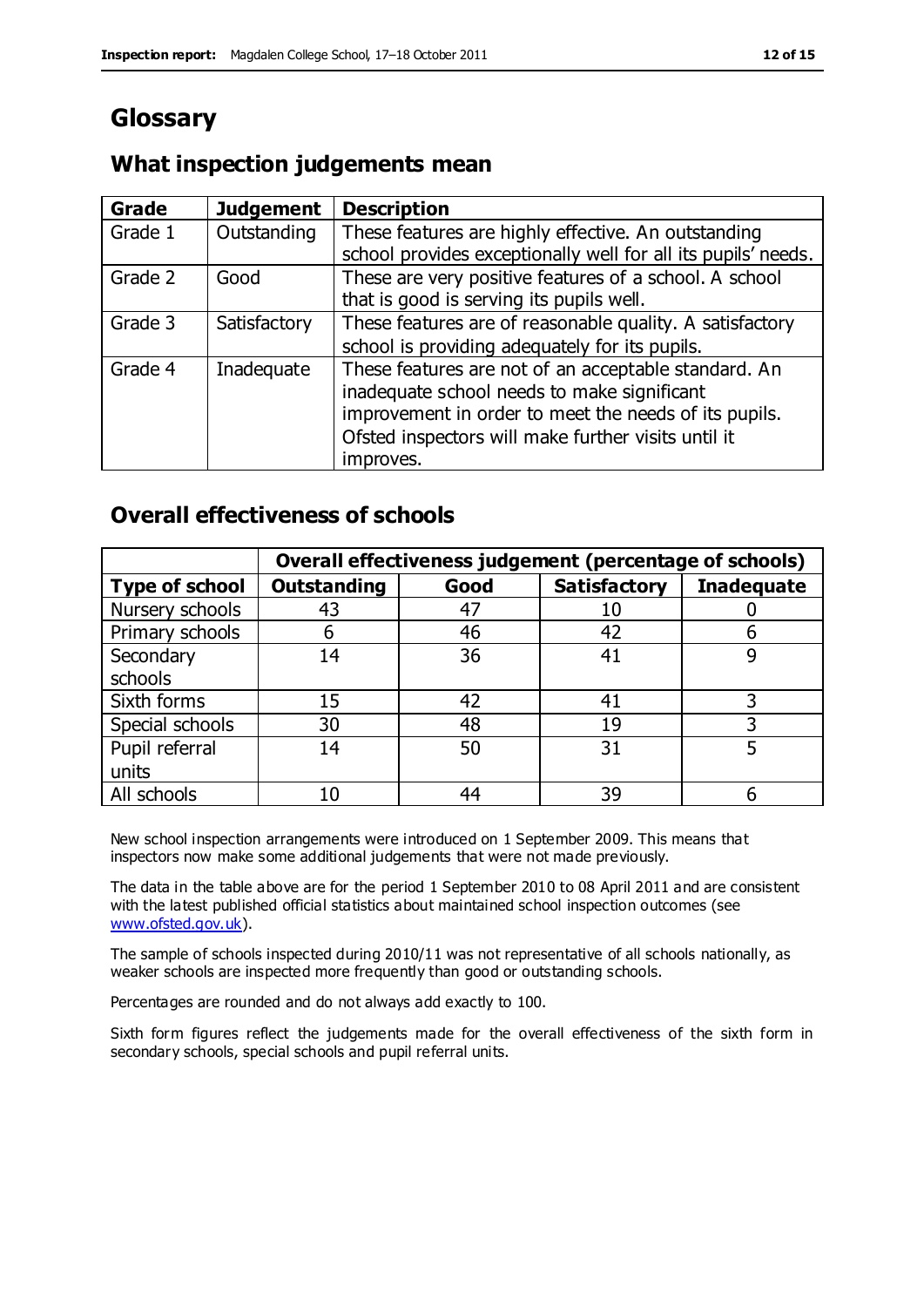# Glossary

## What inspection judgements mean

| Grade | Judgement | Description |
|---|---|---|
| Grade 1 | Outstanding | These features are highly effective. An outstanding school provides exceptionally well for all its pupils' needs. |
| Grade 2 | Good | These are very positive features of a school. A school that is good is serving its pupils well. |
| Grade 3 | Satisfactory | These features are of reasonable quality. A satisfactory school is providing adequately for its pupils. |
| Grade 4 | Inadequate | These features are not of an acceptable standard. An inadequate school needs to make significant improvement in order to meet the needs of its pupils. Ofsted inspectors will make further visits until it improves. |

## Overall effectiveness of schools

| | Overall effectiveness judgement (percentage of schools) | | | |
|---|---|---|---|---|
| **Type of school** | **Outstanding** | **Good** | **Satisfactory** | **Inadequate** |
| Nursery schools | 43 | 47 | 10 | 0 |
| Primary schools | 6 | 46 | 42 | 6 |
| Secondary schools | 14 | 36 | 41 | 9 |
| Sixth forms | 15 | 42 | 41 | 3 |
| Special schools | 30 | 48 | 19 | 3 |
| Pupil referral units | 14 | 50 | 31 | 5 |
| All schools | 10 | 44 | 39 | 6 |

New school inspection arrangements were introduced on 1 September 2009. This means that inspectors now make some additional judgements that were not made previously.

The data in the table above are for the period 1 September 2010 to 08 April 2011 and are consistent with the latest published official statistics about maintained school inspection outcomes (see www.ofsted.gov.uk).

The sample of schools inspected during 2010/11 was not representative of all schools nationally, as weaker schools are inspected more frequently than good or outstanding schools.

Percentages are rounded and do not always add exactly to 100.

Sixth form figures reflect the judgements made for the overall effectiveness of the sixth form in secondary schools, special schools and pupil referral units.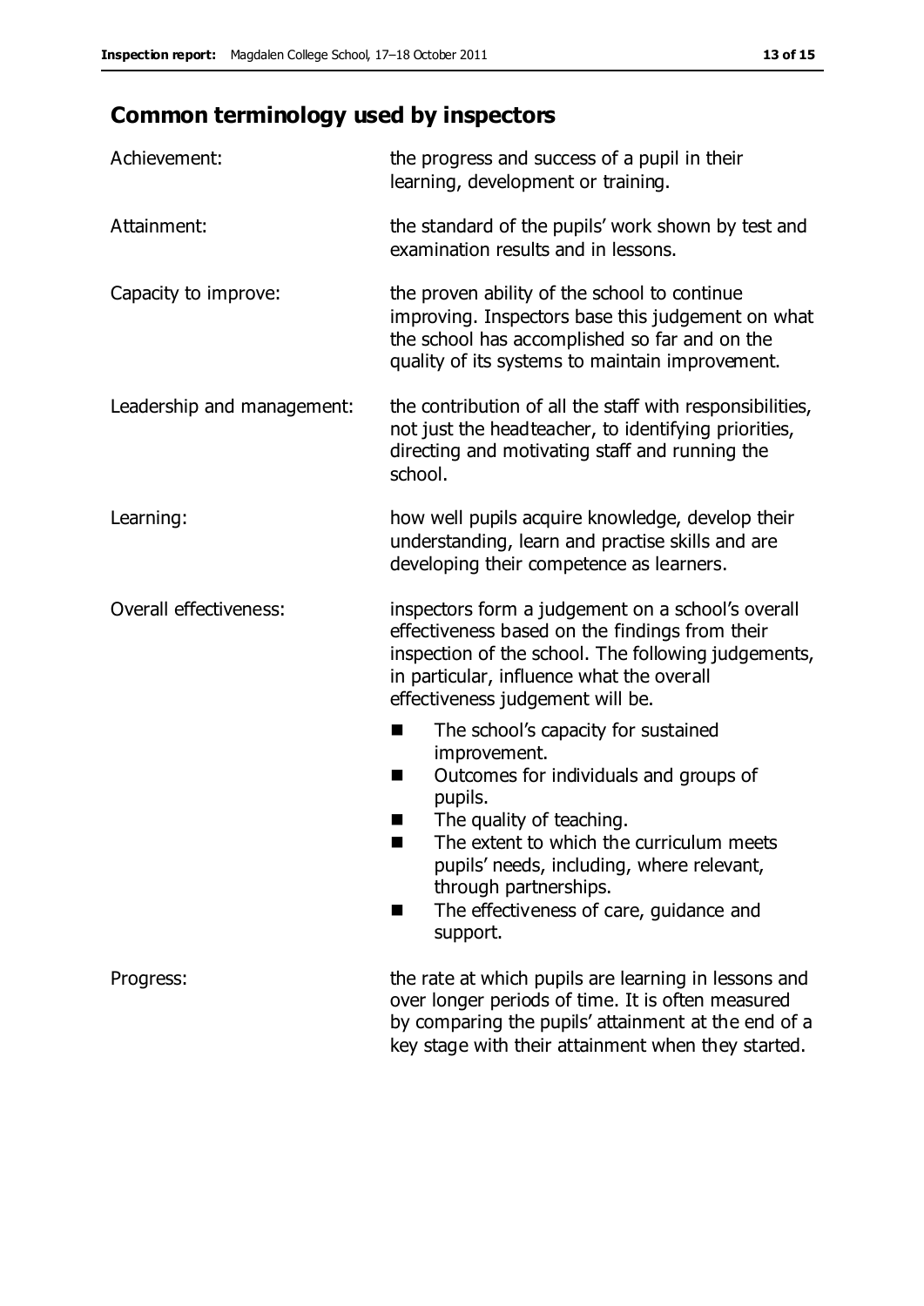## Common terminology used by inspectors

| | |
|---|---|
| Achievement: | the progress and success of a pupil in their learning, development or training. |
| Attainment: | the standard of the pupils' work shown by test and examination results and in lessons. |
| Capacity to improve: | the proven ability of the school to continue improving. Inspectors base this judgement on what the school has accomplished so far and on the quality of its systems to maintain improvement. |
| Leadership and management: | the contribution of all the staff with responsibilities, not just the headteacher, to identifying priorities, directing and motivating staff and running the school. |
| Learning: | how well pupils acquire knowledge, develop their understanding, learn and practise skills and are developing their competence as learners. |
| Overall effectiveness: | inspectors form a judgement on a school's overall effectiveness based on the findings from their inspection of the school. The following judgements, in particular, influence what the overall effectiveness judgement will be.<br>■ The school's capacity for sustained improvement.<br>■ Outcomes for individuals and groups of pupils.<br>■ The quality of teaching.<br>■ The extent to which the curriculum meets pupils' needs, including, where relevant, through partnerships.<br>■ The effectiveness of care, guidance and support. |
| Progress: | the rate at which pupils are learning in lessons and over longer periods of time. It is often measured by comparing the pupils' attainment at the end of a key stage with their attainment when they started. |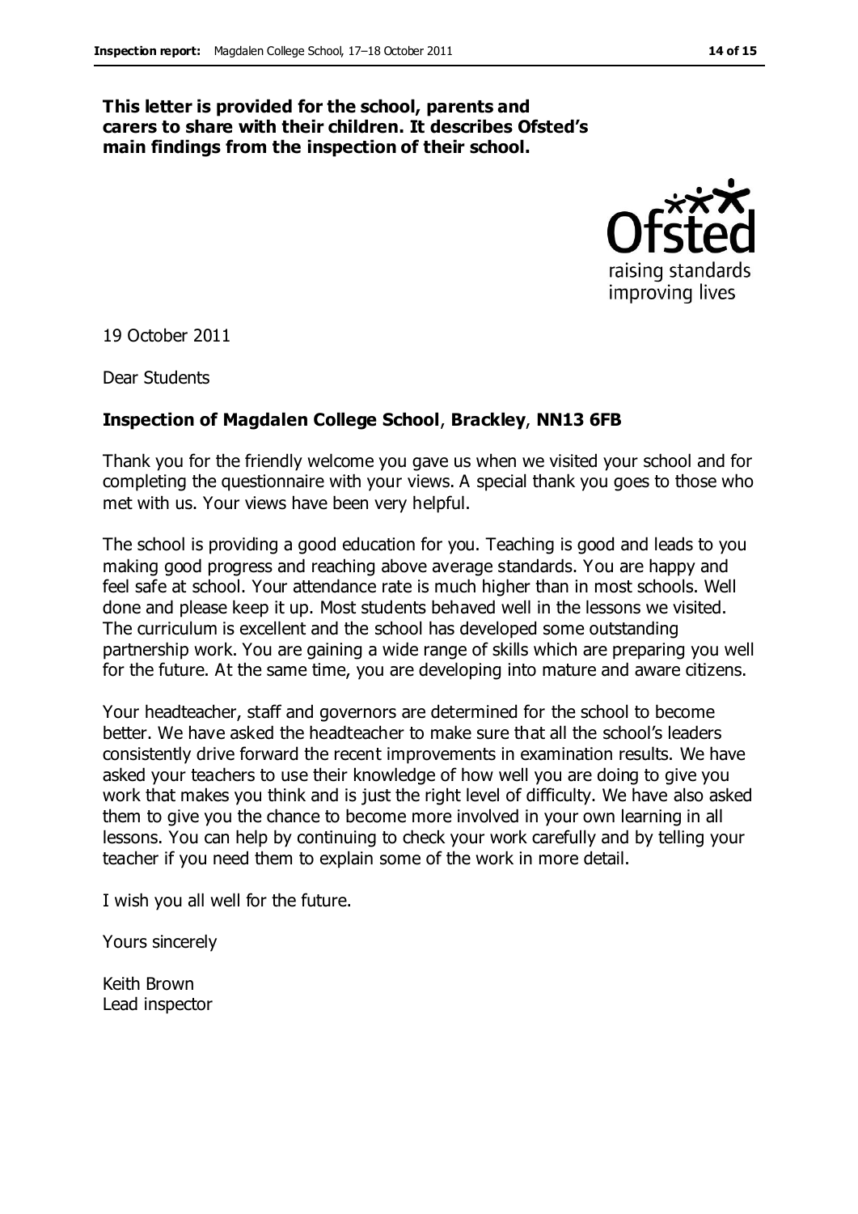**This letter is provided for the school, parents and carers to share with their children. It describes Ofsted's main findings from the inspection of their school.**

19 October 2011

Dear Students

**Inspection of Magdalen College School, Brackley, NN13 6FB**

Thank you for the friendly welcome you gave us when we visited your school and for completing the questionnaire with your views. A special thank you goes to those who met with us. Your views have been very helpful.

The school is providing a good education for you. Teaching is good and leads to you making good progress and reaching above average standards. You are happy and feel safe at school. Your attendance rate is much higher than in most schools. Well done and please keep it up. Most students behaved well in the lessons we visited. The curriculum is excellent and the school has developed some outstanding partnership work. You are gaining a wide range of skills which are preparing you well for the future. At the same time, you are developing into mature and aware citizens.

Your headteacher, staff and governors are determined for the school to become better. We have asked the headteacher to make sure that all the school's leaders consistently drive forward the recent improvements in examination results. We have asked your teachers to use their knowledge of how well you are doing to give you work that makes you think and is just the right level of difficulty. We have also asked them to give you the chance to become more involved in your own learning in all lessons. You can help by continuing to check your work carefully and by telling your teacher if you need them to explain some of the work in more detail.

I wish you all well for the future.

Yours sincerely

Keith Brown
Lead inspector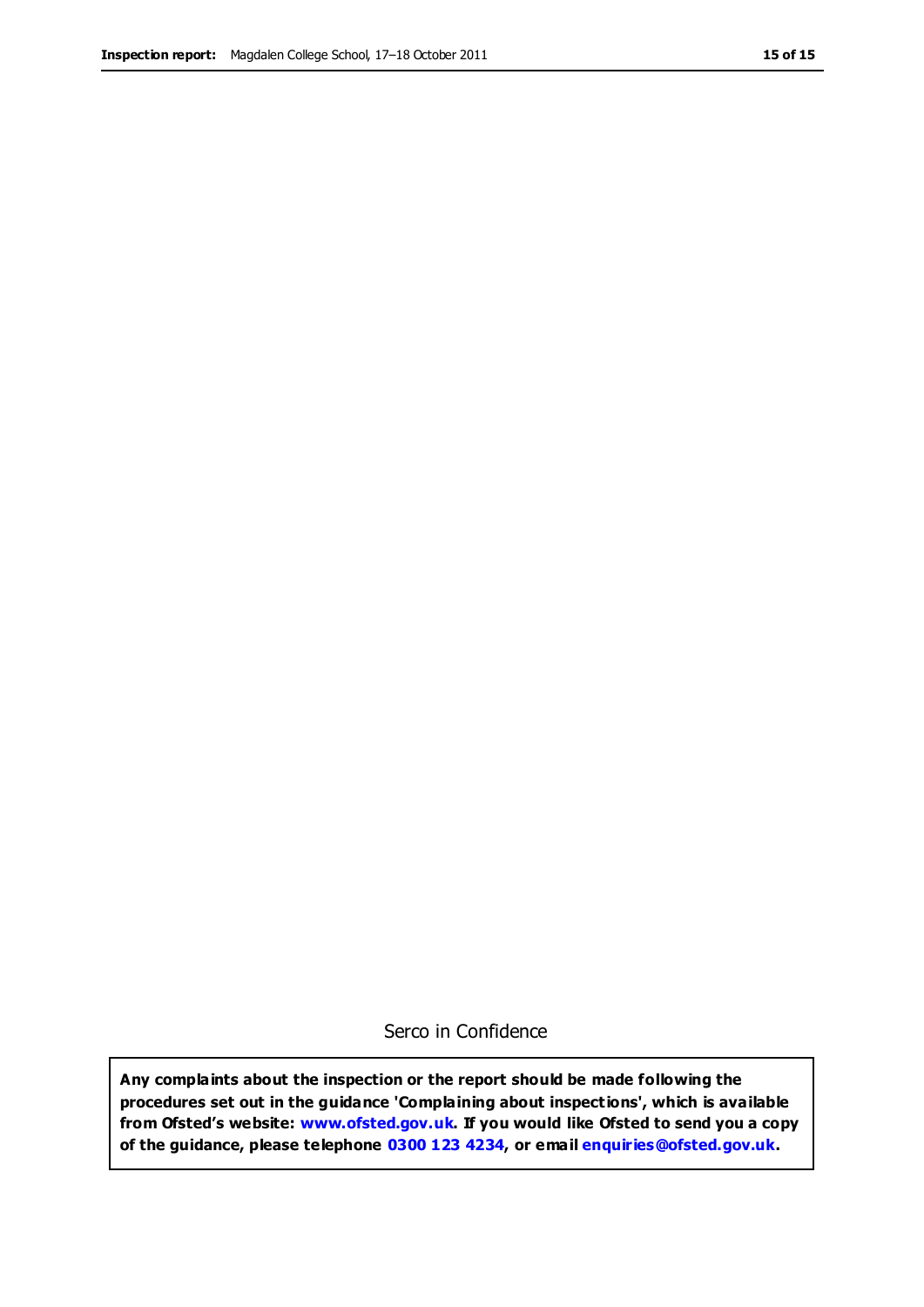Serco in Confidence

**Any complaints about the inspection or the report should be made following the procedures set out in the guidance 'Complaining about inspections', which is available from Ofsted's website: www.ofsted.gov.uk. If you would like Ofsted to send you a copy of the guidance, please telephone 0300 123 4234, or email enquiries@ofsted.gov.uk.**